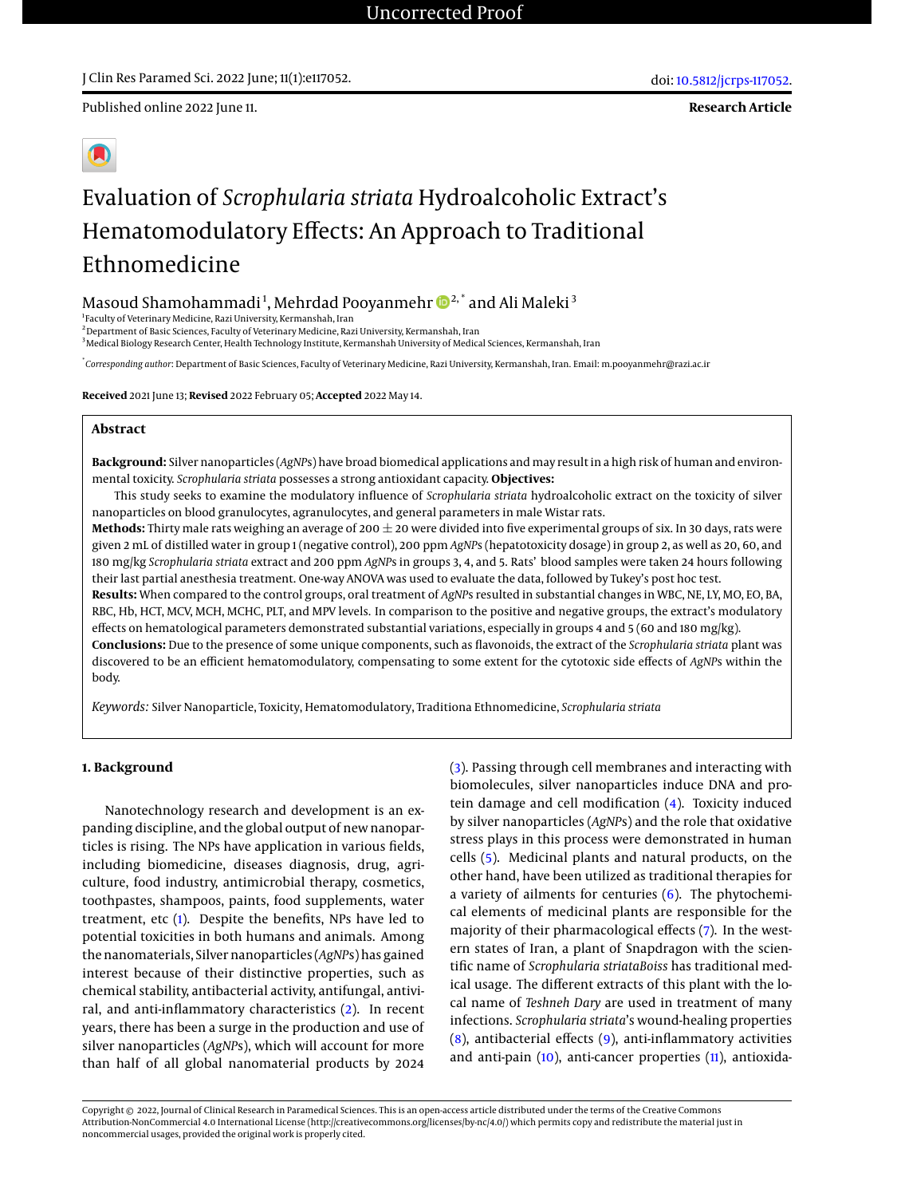# Evaluation of *Scrophularia striata* Hydroalcoholic Extract's Hematomodulatory Effects: An Approach to Traditional Ethnomedicine

Masoud Shamohammadi[1], Mehrdad Pooyanmehr[2,*] and Ali Maleki[3]

[1]Faculty of Veterinary Medicine, Razi University, Kermanshah, Iran
[2]Department of Basic Sciences, Faculty of Veterinary Medicine, Razi University, Kermanshah, Iran
[3]Medical Biology Research Center, Health Technology Institute, Kermanshah University of Medical Sciences, Kermanshah, Iran

[*]*Corresponding author*: Department of Basic Sciences, Faculty of Veterinary Medicine, Razi University, Kermanshah, Iran. Email: m.pooyanmehr@razi.ac.ir

**Received** 2021 June 13; **Revised** 2022 February 05; **Accepted** 2022 May 14.

## Abstract

**Background:** Silver nanoparticles (*AgNPs*) have broad biomedical applications and may result in a high risk of human and environmental toxicity. *Scrophularia striata* possesses a strong antioxidant capacity. **Objectives:**

This study seeks to examine the modulatory influence of *Scrophularia striata* hydroalcoholic extract on the toxicity of silver nanoparticles on blood granulocytes, agranulocytes, and general parameters in male Wistar rats.

**Methods:** Thirty male rats weighing an average of 200 ± 20 were divided into five experimental groups of six. In 30 days, rats were given 2 mL of distilled water in group 1 (negative control), 200 ppm *AgNPs* (hepatotoxicity dosage) in group 2, as well as 20, 60, and 180 mg/kg *Scrophularia striata* extract and 200 ppm *AgNPs* in groups 3, 4, and 5. Rats' blood samples were taken 24 hours following their last partial anesthesia treatment. One-way ANOVA was used to evaluate the data, followed by Tukey's post hoc test.

**Results:** When compared to the control groups, oral treatment of *AgNPs* resulted in substantial changes in WBC, NE, LY, MO, EO, BA, RBC, Hb, HCT, MCV, MCH, MCHC, PLT, and MPV levels. In comparison to the positive and negative groups, the extract's modulatory effects on hematological parameters demonstrated substantial variations, especially in groups 4 and 5 (60 and 180 mg/kg).

**Conclusions:** Due to the presence of some unique components, such as flavonoids, the extract of the *Scrophularia striata* plant was discovered to be an efficient hematomodulatory, compensating to some extent for the cytotoxic side effects of *AgNPs* within the body.

*Keywords:* Silver Nanoparticle, Toxicity, Hematomodulatory, Traditiona Ethnomedicine, *Scrophularia striata*

## 1. Background

Nanotechnology research and development is an expanding discipline, and the global output of new nanoparticles is rising. The NPs have application in various fields, including biomedicine, diseases diagnosis, drug, agriculture, food industry, antimicrobial therapy, cosmetics, toothpastes, shampoos, paints, food supplements, water treatment, etc (1). Despite the benefits, NPs have led to potential toxicities in both humans and animals. Among the nanomaterials, Silver nanoparticles (*AgNPs*) has gained interest because of their distinctive properties, such as chemical stability, antibacterial activity, antifungal, antiviral, and anti-inflammatory characteristics (2). In recent years, there has been a surge in the production and use of silver nanoparticles (*AgNPs*), which will account for more than half of all global nanomaterial products by 2024 (3). Passing through cell membranes and interacting with biomolecules, silver nanoparticles induce DNA and protein damage and cell modification (4). Toxicity induced by silver nanoparticles (*AgNPs*) and the role that oxidative stress plays in this process were demonstrated in human cells (5). Medicinal plants and natural products, on the other hand, have been utilized as traditional therapies for a variety of ailments for centuries (6). The phytochemical elements of medicinal plants are responsible for the majority of their pharmacological effects (7). In the western states of Iran, a plant of Snapdragon with the scientific name of *Scrophularia striataBoiss* has traditional medical usage. The different extracts of this plant with the local name of *Teshneh Dary* are used in treatment of many infections. *Scrophularia striata*'s wound-healing properties (8), antibacterial effects (9), anti-inflammatory activities and anti-pain (10), anti-cancer properties (11), antioxida-

Copyright © 2022, Journal of Clinical Research in Paramedical Sciences. This is an open-access article distributed under the terms of the Creative Commons Attribution-NonCommercial 4.0 International License (http://creativecommons.org/licenses/by-nc/4.0/) which permits copy and redistribute the material just in noncommercial usages, provided the original work is properly cited.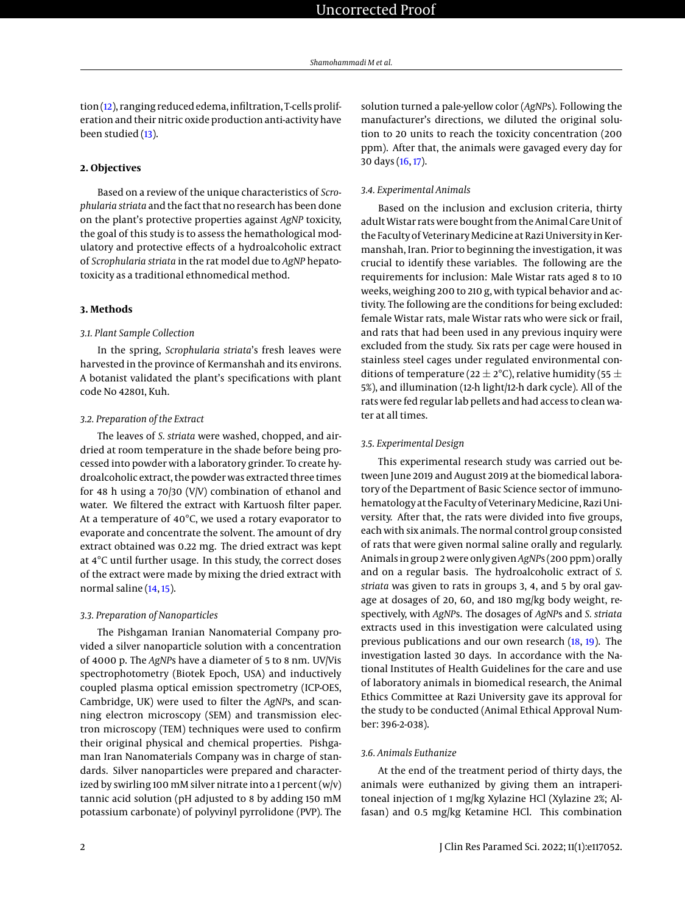tion (12), ranging reduced edema, infiltration, T-cells proliferation and their nitric oxide production anti-activity have been studied (13).

## 2. Objectives

Based on a review of the unique characteristics of *Scrophularia striata* and the fact that no research has been done on the plant's protective properties against *AgNP* toxicity, the goal of this study is to assess the hematological modulatory and protective effects of a hydroalcoholic extract of *Scrophularia striata* in the rat model due to *AgNP* hepatotoxicity as a traditional ethnomedical method.

## 3. Methods

### 3.1. Plant Sample Collection

In the spring, *Scrophularia striata*'s fresh leaves were harvested in the province of Kermanshah and its environs. A botanist validated the plant's specifications with plant code No 42801, Kuh.

### 3.2. Preparation of the Extract

The leaves of *S. striata* were washed, chopped, and air-dried at room temperature in the shade before being processed into powder with a laboratory grinder. To create hydroalcoholic extract, the powder was extracted three times for 48 h using a 70/30 (V/V) combination of ethanol and water. We filtered the extract with Kartuosh filter paper. At a temperature of 40°C, we used a rotary evaporator to evaporate and concentrate the solvent. The amount of dry extract obtained was 0.22 mg. The dried extract was kept at 4°C until further usage. In this study, the correct doses of the extract were made by mixing the dried extract with normal saline (14, 15).

### 3.3. Preparation of Nanoparticles

The Pishgaman Iranian Nanomaterial Company provided a silver nanoparticle solution with a concentration of 4000 p. The *AgNP*s have a diameter of 5 to 8 nm. UV/Vis spectrophotometry (Biotek Epoch, USA) and inductively coupled plasma optical emission spectrometry (ICP-OES, Cambridge, UK) were used to filter the *AgNPs*, and scanning electron microscopy (SEM) and transmission electron microscopy (TEM) techniques were used to confirm their original physical and chemical properties. Pishgaman Iran Nanomaterials Company was in charge of standards. Silver nanoparticles were prepared and characterized by swirling 100 mM silver nitrate into a 1 percent (w/v) tannic acid solution (pH adjusted to 8 by adding 150 mM potassium carbonate) of polyvinyl pyrrolidone (PVP). The solution turned a pale-yellow color (*AgNPs*). Following the manufacturer's directions, we diluted the original solution to 20 units to reach the toxicity concentration (200 ppm). After that, the animals were gavaged every day for 30 days (16, 17).

### 3.4. Experimental Animals

Based on the inclusion and exclusion criteria, thirty adult Wistar rats were bought from the Animal Care Unit of the Faculty of Veterinary Medicine at Razi University in Kermanshah, Iran. Prior to beginning the investigation, it was crucial to identify these variables. The following are the requirements for inclusion: Male Wistar rats aged 8 to 10 weeks, weighing 200 to 210 g, with typical behavior and activity. The following are the conditions for being excluded: female Wistar rats, male Wistar rats who were sick or frail, and rats that had been used in any previous inquiry were excluded from the study. Six rats per cage were housed in stainless steel cages under regulated environmental conditions of temperature (22 ± 2°C), relative humidity (55 ± 5%), and illumination (12-h light/12-h dark cycle). All of the rats were fed regular lab pellets and had access to clean water at all times.

### 3.5. Experimental Design

This experimental research study was carried out between June 2019 and August 2019 at the biomedical laboratory of the Department of Basic Science sector of immunohematology at the Faculty of Veterinary Medicine, Razi University. After that, the rats were divided into five groups, each with six animals. The normal control group consisted of rats that were given normal saline orally and regularly. Animals in group 2 were only given *AgNP*s (200 ppm) orally and on a regular basis. The hydroalcoholic extract of *S. striata* was given to rats in groups 3, 4, and 5 by oral gavage at dosages of 20, 60, and 180 mg/kg body weight, respectively, with *AgNP*s. The dosages of *AgNP*s and *S. striata* extracts used in this investigation were calculated using previous publications and our own research (18, 19). The investigation lasted 30 days. In accordance with the National Institutes of Health Guidelines for the care and use of laboratory animals in biomedical research, the Animal Ethics Committee at Razi University gave its approval for the study to be conducted (Animal Ethical Approval Number: 396-2-038).

### 3.6. Animals Euthanize

At the end of the treatment period of thirty days, the animals were euthanized by giving them an intraperitoneal injection of 1 mg/kg Xylazine HCl (Xylazine 2%; Alfasan) and 0.5 mg/kg Ketamine HCl. This combination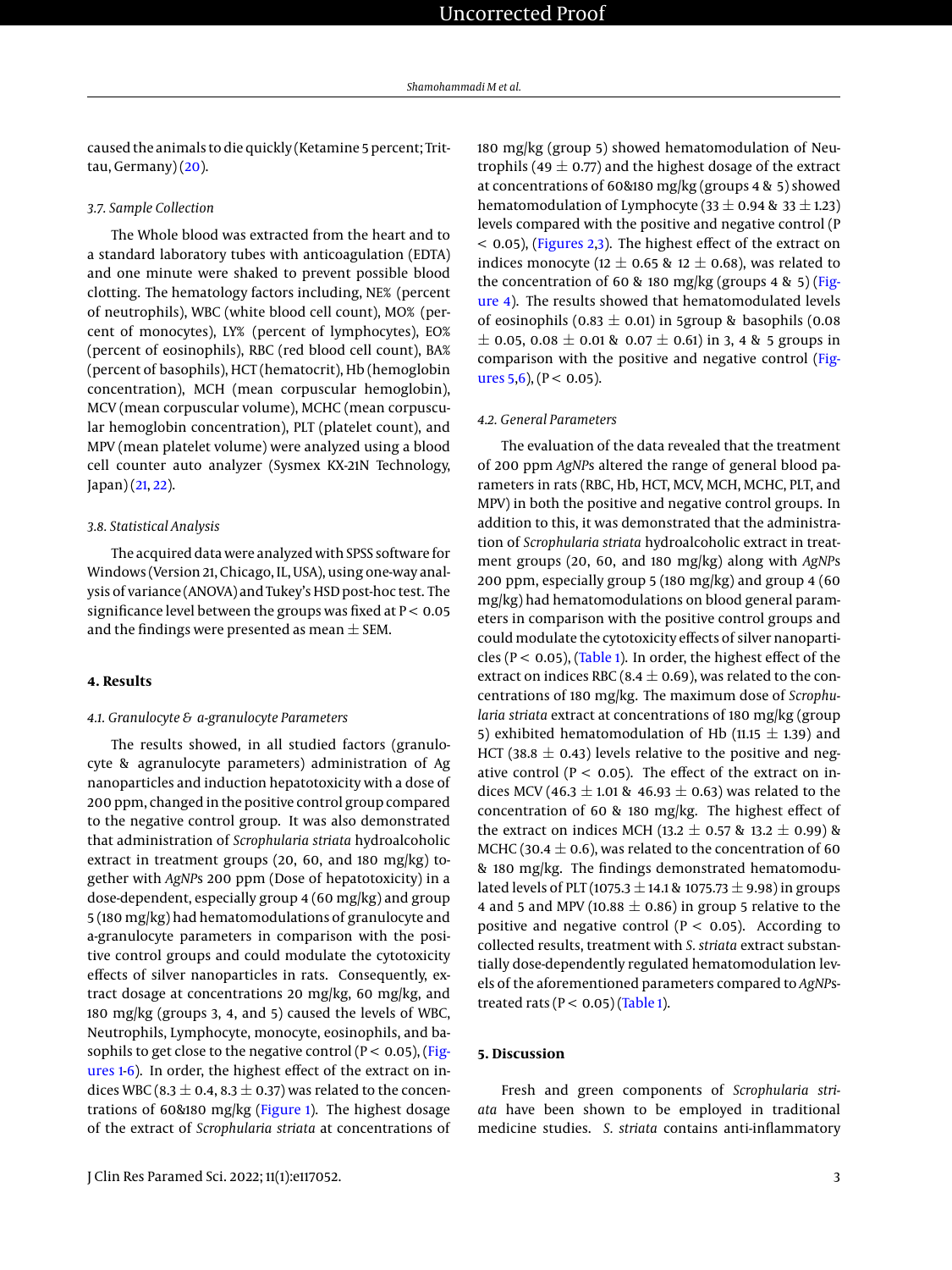caused the animals to die quickly (Ketamine 5 percent; Trittau, Germany) (20).

### 3.7. Sample Collection

The Whole blood was extracted from the heart and to a standard laboratory tubes with anticoagulation (EDTA) and one minute were shaked to prevent possible blood clotting. The hematology factors including, NE% (percent of neutrophils), WBC (white blood cell count), MO% (percent of monocytes), LY% (percent of lymphocytes), EO% (percent of eosinophils), RBC (red blood cell count), BA% (percent of basophils), HCT (hematocrit), Hb (hemoglobin concentration), MCH (mean corpuscular hemoglobin), MCV (mean corpuscular volume), MCHC (mean corpuscular hemoglobin concentration), PLT (platelet count), and MPV (mean platelet volume) were analyzed using a blood cell counter auto analyzer (Sysmex KX-21N Technology, Japan) (21, 22).

### 3.8. Statistical Analysis

The acquired data were analyzed with SPSS software for Windows (Version 21, Chicago, IL, USA), using one-way analysis of variance (ANOVA) and Tukey's HSD post-hoc test. The significance level between the groups was fixed at $P < 0.05$ and the findings were presented as mean ± SEM.

## 4. Results

### 4.1. Granulocyte & a-granulocyte Parameters

The results showed, in all studied factors (granulocyte & agranulocyte parameters) administration of Ag nanoparticles and induction hepatotoxicity with a dose of 200 ppm, changed in the positive control group compared to the negative control group. It was also demonstrated that administration of *Scrophularia striata* hydroalcoholic extract in treatment groups (20, 60, and 180 mg/kg) together with *AgNPs* 200 ppm (Dose of hepatotoxicity) in a dose-dependent, especially group 4 (60 mg/kg) and group 5 (180 mg/kg) had hematomodulations of granulocyte and a-granulocyte parameters in comparison with the positive control groups and could modulate the cytotoxicity effects of silver nanoparticles in rats. Consequently, extract dosage at concentrations 20 mg/kg, 60 mg/kg, and 180 mg/kg (groups 3, 4, and 5) caused the levels of WBC, Neutrophils, Lymphocyte, monocyte, eosinophils, and basophils to get close to the negative control ($P < 0.05$), (Figures 1-6). In order, the highest effect of the extract on indices WBC (8.3 ± 0.4, 8.3 ± 0.37) was related to the concentrations of 60&180 mg/kg (Figure 1). The highest dosage of the extract of *Scrophularia striata* at concentrations of 180 mg/kg (group 5) showed hematomodulation of Neutrophils (49 ± 0.77) and the highest dosage of the extract at concentrations of 60&180 mg/kg (groups 4 & 5) showed hematomodulation of Lymphocyte (33 ± 0.94 & 33 ± 1.23) levels compared with the positive and negative control ($P < 0.05$), (Figures 2,3). The highest effect of the extract on indices monocyte (12 ± 0.65 & 12 ± 0.68), was related to the concentration of 60 & 180 mg/kg (groups 4 & 5) (Figure 4). The results showed that hematomodulated levels of eosinophils (0.83 ± 0.01) in 5group & basophils (0.08 ± 0.05, 0.08 ± 0.01 & 0.07 ± 0.61) in 3, 4 & 5 groups in comparison with the positive and negative control (Figures 5,6), ($P < 0.05$).

### 4.2. General Parameters

The evaluation of the data revealed that the treatment of 200 ppm *AgNPs* altered the range of general blood parameters in rats (RBC, Hb, HCT, MCV, MCH, MCHC, PLT, and MPV) in both the positive and negative control groups. In addition to this, it was demonstrated that the administration of *Scrophularia striata* hydroalcoholic extract in treatment groups (20, 60, and 180 mg/kg) along with *AgNPs* 200 ppm, especially group 5 (180 mg/kg) and group 4 (60 mg/kg) had hematomodulations on blood general parameters in comparison with the positive control groups and could modulate the cytotoxicity effects of silver nanoparticles ($P < 0.05$), (Table 1). In order, the highest effect of the extract on indices RBC (8.4 ± 0.69), was related to the concentrations of 180 mg/kg. The maximum dose of *Scrophularia striata* extract at concentrations of 180 mg/kg (group 5) exhibited hematomodulation of Hb (11.15 ± 1.39) and HCT (38.8 ± 0.43) levels relative to the positive and negative control ($P < 0.05$). The effect of the extract on indices MCV (46.3 ± 1.01 & 46.93 ± 0.63) was related to the concentration of 60 & 180 mg/kg. The highest effect of the extract on indices MCH (13.2 ± 0.57 & 13.2 ± 0.99) & MCHC (30.4 ± 0.6), was related to the concentration of 60 & 180 mg/kg. The findings demonstrated hematomodulated levels of PLT (1075.3 ± 14.1 & 1075.73 ± 9.98) in groups 4 and 5 and MPV (10.88 ± 0.86) in group 5 relative to the positive and negative control ($P < 0.05$). According to collected results, treatment with *S. striata* extract substantially dose-dependently regulated hematomodulation levels of the aforementioned parameters compared to *AgNPs*-treated rats ($P < 0.05$) (Table 1).

## 5. Discussion

Fresh and green components of *Scrophularia striata* have been shown to be employed in traditional medicine studies. *S. striata* contains anti-inflammatory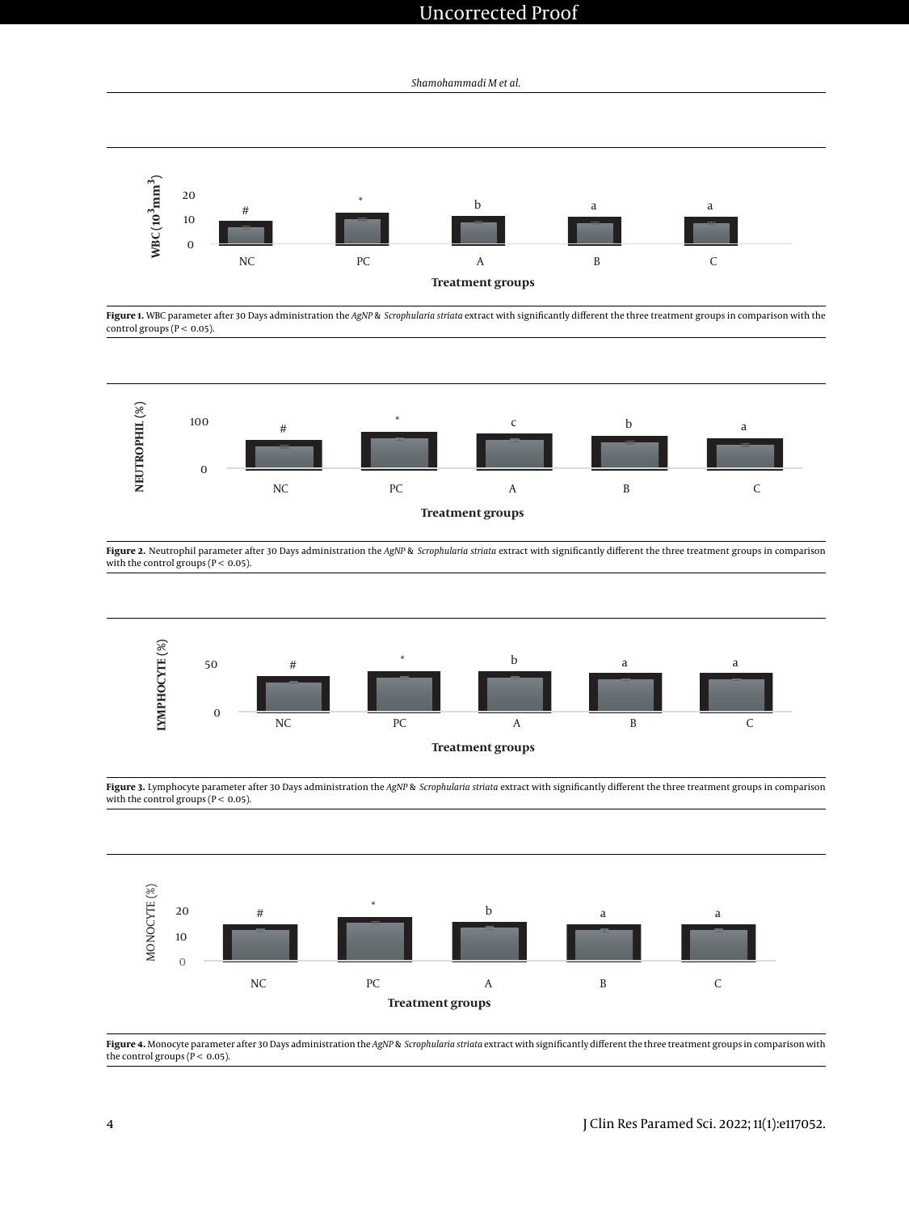Figure 1. WBC parameter after 30 Days administration the *AgNP* & *Scrophularia striata* extract with significantly different the three treatment groups in comparison with the control groups (P < 0.05).

Figure 2. Neutrophil parameter after 30 Days administration the *AgNP* & *Scrophularia striata* extract with significantly different the three treatment groups in comparison with the control groups (P < 0.05).

Figure 3. Lymphocyte parameter after 30 Days administration the *AgNP* & *Scrophularia striata* extract with significantly different the three treatment groups in comparison with the control groups (P < 0.05).

Figure 4. Monocyte parameter after 30 Days administration the *AgNP* & *Scrophularia striata* extract with significantly different the three treatment groups in comparison with the control groups (P < 0.05).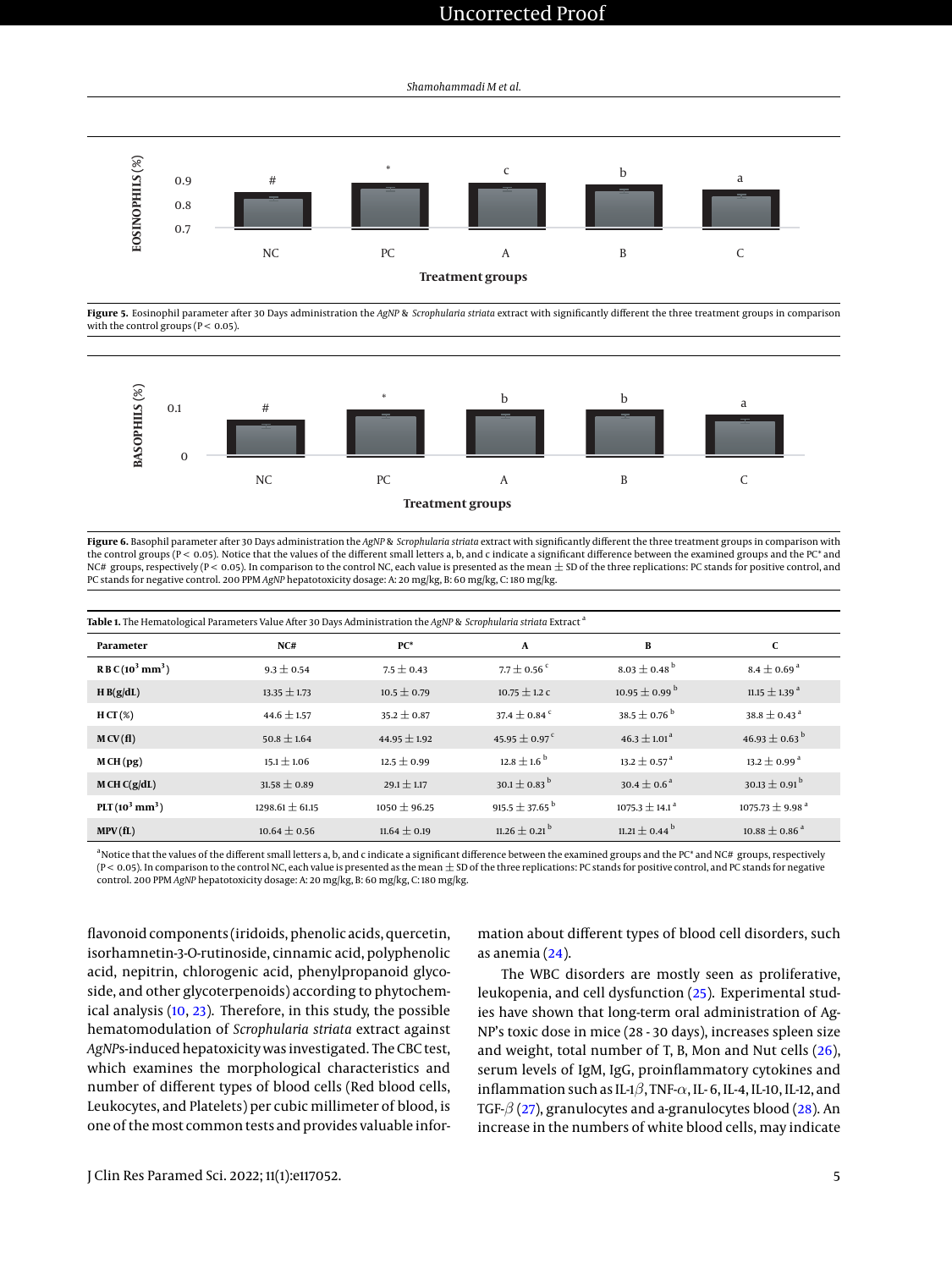Figure 5. Eosinophil parameter after 30 Days administration the *AgNP* & *Scrophularia striata* extract with significantly different the three treatment groups in comparison with the control groups (P < 0.05).

Figure 6. Basophil parameter after 30 Days administration the *AgNP* & *Scrophularia striata* extract with significantly different the three treatment groups in comparison with the control groups (P < 0.05). Notice that the values of the different small letters a, b, and c indicate a significant difference between the examined groups and the PC* and NC# groups, respectively (P < 0.05). In comparison to the control NC, each value is presented as the mean ± SD of the three replications: PC stands for positive control, and PC stands for negative control. 200 PPM *AgNP* hepatotoxicity dosage: A: 20 mg/kg, B: 60 mg/kg, C: 180 mg/kg.

**Table 1.** The Hematological Parameters Value After 30 Days Administration the *AgNP* & *Scrophularia striata* Extract [a]

| Parameter | NC# | PC* | A | B | C |
|---|---|---|---|---|---|
| RBC ($10^3$ $mm^3$) | 9.3 ± 0.54 | 7.5 ± 0.43 | 7.7 ± 0.56 [c] | 8.03 ± 0.48 [b] | 8.4 ± 0.69 [a] |
| HB(g/dL) | 13.35 ± 1.73 | 10.5 ± 0.79 | 10.75 ± 1.2 c | 10.95 ± 0.99 [b] | 11.15 ± 1.39 [a] |
| HCT(%) | 44.6 ± 1.57 | 35.2 ± 0.87 | 37.4 ± 0.84 [c] | 38.5 ± 0.76 [b] | 38.8 ± 0.43 [a] |
| MCV(fl) | 50.8 ± 1.64 | 44.95 ± 1.92 | 45.95 ± 0.97 [c] | 46.3 ± 1.01 [a] | 46.93 ± 0.63 [b] |
| MCH(pg) | 15.1 ± 1.06 | 12.5 ± 0.99 | 12.8 ± 1.6 [b] | 13.2 ± 0.57 [a] | 13.2 ± 0.99 [a] |
| MCHC(g/dL) | 31.58 ± 0.89 | 29.1 ± 1.17 | 30.1 ± 0.83 [b] | 30.4 ± 0.6 [a] | 30.13 ± 0.91 [b] |
| PLT ($10^3$ $mm^3$) | 1298.61 ± 61.15 | 1050 ± 96.25 | 915.5 ± 37.65 [b] | 1075.3 ± 14.1 [a] | 1075.73 ± 9.98 [a] |
| MPV(fL) | 10.64 ± 0.56 | 11.64 ± 0.19 | 11.26 ± 0.21 [b] | 11.21 ± 0.44 [b] | 10.88 ± 0.86 [a] |

[a] Notice that the values of the different small letters a, b, and c indicate a significant difference between the examined groups and the PC* and NC# groups, respectively (P < 0.05). In comparison to the control NC, each value is presented as the mean ± SD of the three replications: PC stands for positive control, and PC stands for negative control. 200 PPM *AgNP* hepatotoxicity dosage: A: 20 mg/kg, B: 60 mg/kg, C: 180 mg/kg.

flavonoid components (iridoids, phenolic acids, quercetin, isorhamnetin-3-O-rutinoside, cinnamic acid, polyphenolic acid, nepitrin, chlorogenic acid, phenylpropanoid glycoside, and other glycoterpenoids) according to phytochemical analysis (10, 23). Therefore, in this study, the possible hematomodulation of *Scrophularia striata* extract against *AgNPs*-induced hepatoxicity was investigated. The CBC test, which examines the morphological characteristics and number of different types of blood cells (Red blood cells, Leukocytes, and Platelets) per cubic millimeter of blood, is one of the most common tests and provides valuable information about different types of blood cell disorders, such as anemia (24).

The WBC disorders are mostly seen as proliferative, leukopenia, and cell dysfunction (25). Experimental studies have shown that long-term oral administration of Ag-NP's toxic dose in mice (28 - 30 days), increases spleen size and weight, total number of T, B, Mon and Nut cells (26), serum levels of IgM, IgG, proinflammatory cytokines and inflammation such as IL-1$\beta$, TNF-$\alpha$, IL-6, IL-4, IL-10, IL-12, and TGF-$\beta$ (27), granulocytes and a-granulocytes blood (28). An increase in the numbers of white blood cells, may indicate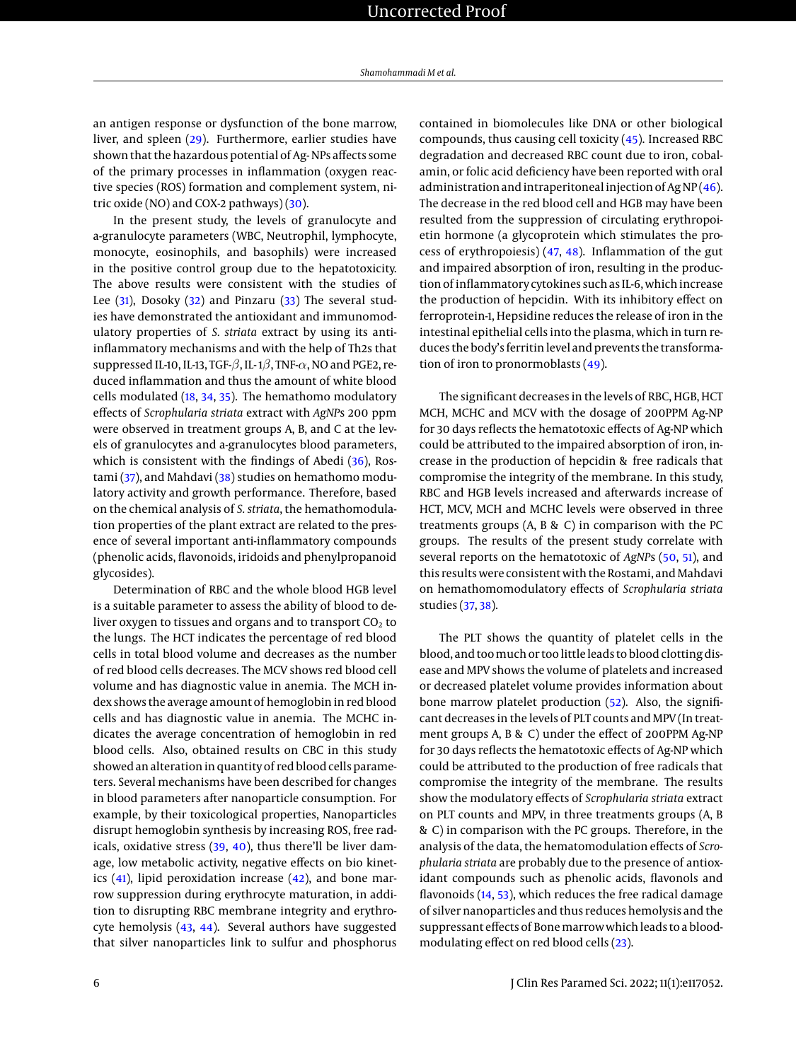an antigen response or dysfunction of the bone marrow, liver, and spleen (29). Furthermore, earlier studies have shown that the hazardous potential of Ag- NPs affects some of the primary processes in inflammation (oxygen reactive species (ROS) formation and complement system, nitric oxide (NO) and COX-2 pathways) (30).

In the present study, the levels of granulocyte and a-granulocyte parameters (WBC, Neutrophil, lymphocyte, monocyte, eosinophils, and basophils) were increased in the positive control group due to the hepatotoxicity. The above results were consistent with the studies of Lee (31), Dosoky (32) and Pinzaru (33) The several studies have demonstrated the antioxidant and immunomodulatory properties of *S. striata* extract by using its anti-inflammatory mechanisms and with the help of Th2s that suppressed IL-10, IL-13, TGF-$\beta$, IL-1$\beta$, TNF-$\alpha$, NO and PGE2, reduced inflammation and thus the amount of white blood cells modulated (18, 34, 35). The hemathomo modulatory effects of *Scrophularia striata* extract with *AgNP*s 200 ppm were observed in treatment groups A, B, and C at the levels of granulocytes and a-granulocytes blood parameters, which is consistent with the findings of Abedi (36), Rostami (37), and Mahdavi (38) studies on hemathomo modulatory activity and growth performance. Therefore, based on the chemical analysis of *S. striata*, the hemathomodulation properties of the plant extract are related to the presence of several important anti-inflammatory compounds (phenolic acids, flavonoids, iridoids and phenylpropanoid glycosides).

Determination of RBC and the whole blood HGB level is a suitable parameter to assess the ability of blood to deliver oxygen to tissues and organs and to transport $CO_2$ to the lungs. The HCT indicates the percentage of red blood cells in total blood volume and decreases as the number of red blood cells decreases. The MCV shows red blood cell volume and has diagnostic value in anemia. The MCH index shows the average amount of hemoglobin in red blood cells and has diagnostic value in anemia. The MCHC indicates the average concentration of hemoglobin in red blood cells. Also, obtained results on CBC in this study showed an alteration in quantity of red blood cells parameters. Several mechanisms have been described for changes in blood parameters after nanoparticle consumption. For example, by their toxicological properties, Nanoparticles disrupt hemoglobin synthesis by increasing ROS, free radicals, oxidative stress (39, 40), thus there'll be liver damage, low metabolic activity, negative effects on bio kinetics (41), lipid peroxidation increase (42), and bone marrow suppression during erythrocyte maturation, in addition to disrupting RBC membrane integrity and erythrocyte hemolysis (43, 44). Several authors have suggested that silver nanoparticles link to sulfur and phosphorus contained in biomolecules like DNA or other biological compounds, thus causing cell toxicity (45). Increased RBC degradation and decreased RBC count due to iron, cobalamin, or folic acid deficiency have been reported with oral administration and intraperitoneal injection of Ag NP (46). The decrease in the red blood cell and HGB may have been resulted from the suppression of circulating erythropoietin hormone (a glycoprotein which stimulates the process of erythropoiesis) (47, 48). Inflammation of the gut and impaired absorption of iron, resulting in the production of inflammatory cytokines such as IL-6, which increase the production of hepcidin. With its inhibitory effect on ferroprotein-1, Hepsidine reduces the release of iron in the intestinal epithelial cells into the plasma, which in turn reduces the body's ferritin level and prevents the transformation of iron to pronormoblasts (49).

The significant decreases in the levels of RBC, HGB, HCT MCH, MCHC and MCV with the dosage of 200PPM Ag-NP for 30 days reflects the hematotoxic effects of Ag-NP which could be attributed to the impaired absorption of iron, increase in the production of hepcidin & free radicals that compromise the integrity of the membrane. In this study, RBC and HGB levels increased and afterwards increase of HCT, MCV, MCH and MCHC levels were observed in three treatments groups (A, B & C) in comparison with the PC groups. The results of the present study correlate with several reports on the hematotoxic of *AgNP*s (50, 51), and this results were consistent with the Rostami, and Mahdavi on hemathomomodulatory effects of *Scrophularia striata* studies (37, 38).

The PLT shows the quantity of platelet cells in the blood, and too much or too little leads to blood clotting disease and MPV shows the volume of platelets and increased or decreased platelet volume provides information about bone marrow platelet production (52). Also, the significant decreases in the levels of PLT counts and MPV (In treatment groups A, B & C) under the effect of 200PPM Ag-NP for 30 days reflects the hematotoxic effects of Ag-NP which could be attributed to the production of free radicals that compromise the integrity of the membrane. The results show the modulatory effects of *Scrophularia striata* extract on PLT counts and MPV, in three treatments groups (A, B & C) in comparison with the PC groups. Therefore, in the analysis of the data, the hematomodulation effects of *Scrophularia striata* are probably due to the presence of antioxidant compounds such as phenolic acids, flavonols and flavonoids (14, 53), which reduces the free radical damage of silver nanoparticles and thus reduces hemolysis and the suppressant effects of Bone marrow which leads to a blood-modulating effect on red blood cells (23).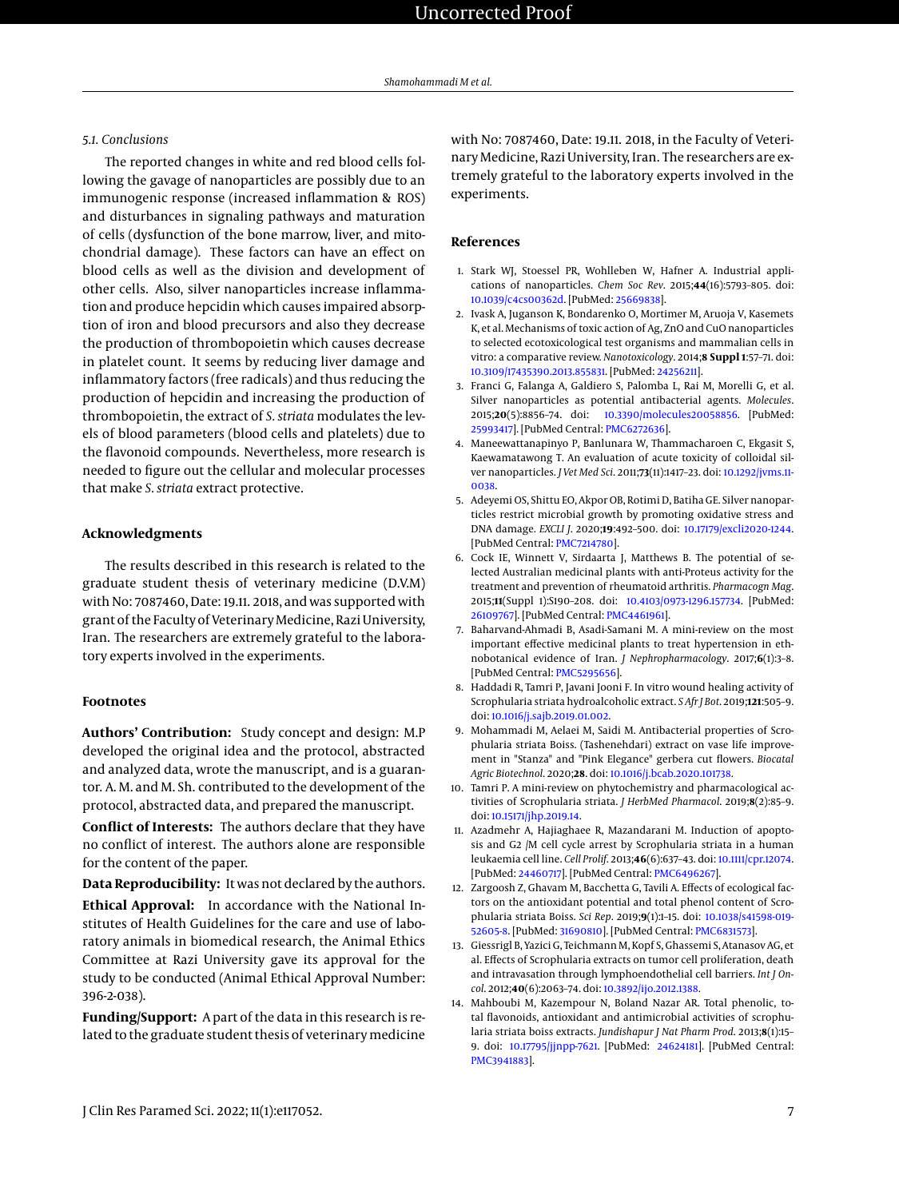### 5.1. Conclusions

The reported changes in white and red blood cells following the gavage of nanoparticles are possibly due to an immunogenic response (increased inflammation & ROS) and disturbances in signaling pathways and maturation of cells (dysfunction of the bone marrow, liver, and mitochondrial damage). These factors can have an effect on blood cells as well as the division and development of other cells. Also, silver nanoparticles increase inflammation and produce hepcidin which causes impaired absorption of iron and blood precursors and also they decrease the production of thrombopoietin which causes decrease in platelet count. It seems by reducing liver damage and inflammatory factors (free radicals) and thus reducing the production of hepcidin and increasing the production of thrombopoietin, the extract of *S. striata* modulates the levels of blood parameters (blood cells and platelets) due to the flavonoid compounds. Nevertheless, more research is needed to figure out the cellular and molecular processes that make *S. striata* extract protective.

## Acknowledgments

The results described in this research is related to the graduate student thesis of veterinary medicine (D.V.M) with No: 7087460, Date: 19.11. 2018, and was supported with grant of the Faculty of Veterinary Medicine, Razi University, Iran. The researchers are extremely grateful to the laboratory experts involved in the experiments.

## Footnotes

**Authors' Contribution:** Study concept and design: M.P developed the original idea and the protocol, abstracted and analyzed data, wrote the manuscript, and is a guarantor. A. M. and M. Sh. contributed to the development of the protocol, abstracted data, and prepared the manuscript.

**Conflict of Interests:** The authors declare that they have no conflict of interest. The authors alone are responsible for the content of the paper.

**Data Reproducibility:** It was not declared by the authors.

**Ethical Approval:** In accordance with the National Institutes of Health Guidelines for the care and use of laboratory animals in biomedical research, the Animal Ethics Committee at Razi University gave its approval for the study to be conducted (Animal Ethical Approval Number: 396-2-038).

**Funding/Support:** A part of the data in this research is related to the graduate student thesis of veterinary medicine with No: 7087460, Date: 19.11. 2018, in the Faculty of Veterinary Medicine, Razi University, Iran. The researchers are extremely grateful to the laboratory experts involved in the experiments.

## References

1. Stark WJ, Stoessel PR, Wohlleben W, Hafner A. Industrial applications of nanoparticles. *Chem Soc Rev*. 2015;**44**(16):5793–805. doi: 10.1039/c4cs00362d. [PubMed: 25669838].
2. Ivask A, Juganson K, Bondarenko O, Mortimer M, Aruoja V, Kasemets K, et al. Mechanisms of toxic action of Ag, ZnO and CuO nanoparticles to selected ecotoxicological test organisms and mammalian cells in vitro: a comparative review. *Nanotoxicology*. 2014;**8 Suppl 1**:57–71. doi: 10.3109/17435390.2013.855831. [PubMed: 24256211].
3. Franci G, Falanga A, Galdiero S, Palomba L, Rai M, Morelli G, et al. Silver nanoparticles as potential antibacterial agents. *Molecules*. 2015;**20**(5):8856–74. doi: 10.3390/molecules20058856. [PubMed: 25993417]. [PubMed Central: PMC6272636].
4. Maneewattanapinyo P, Banlunara W, Thammacharoen C, Ekgasit S, Kaewamatawong T. An evaluation of acute toxicity of colloidal silver nanoparticles. *J Vet Med Sci*. 2011;**73**(11):1417–23. doi: 10.1292/jvms.11-0038.
5. Adeyemi OS, Shittu EO, Akpor OB, Rotimi D, Batiha GE. Silver nanoparticles restrict microbial growth by promoting oxidative stress and DNA damage. *EXCLI J*. 2020;**19**:492–500. doi: 10.17179/excli2020-1244. [PubMed Central: PMC7214780].
6. Cock IE, Winnett V, Sirdaarta J, Matthews B. The potential of selected Australian medicinal plants with anti-Proteus activity for the treatment and prevention of rheumatoid arthritis. *Pharmacogn Mag*. 2015;**11**(Suppl 1):S190–208. doi: 10.4103/0973-1296.157734. [PubMed: 26109767]. [PubMed Central: PMC4461961].
7. Baharvand-Ahmadi B, Asadi-Samani M. A mini-review on the most important effective medicinal plants to treat hypertension in ethnobotanical evidence of Iran. *J Nephropharmacology*. 2017;**6**(1):3–8. [PubMed Central: PMC5295656].
8. Haddadi R, Tamri P, Javani Jooni F. In vitro wound healing activity of Scrophularia striata hydroalcoholic extract. *S Afr J Bot*. 2019;**121**:505–9. doi: 10.1016/j.sajb.2019.01.002.
9. Mohammadi M, Aelaei M, Saidi M. Antibacterial properties of Scrophularia striata Boiss. (Tashenehdari) extract on vase life improvement in "Stanza" and "Pink Elegance" gerbera cut flowers. *Biocatal Agric Biotechnol*. 2020;**28**. doi: 10.1016/j.bcab.2020.101738.
10. Tamri P. A mini-review on phytochemistry and pharmacological activities of Scrophularia striata. *J HerbMed Pharmacol*. 2019;**8**(2):85–9. doi: 10.15171/jhp.2019.14.
11. Azadmehr A, Hajiaghaee R, Mazandarani M. Induction of apoptosis and G2 /M cell cycle arrest by Scrophularia striata in a human leukaemia cell line. *Cell Prolif*. 2013;**46**(6):637–43. doi: 10.1111/cpr.12074. [PubMed: 24460717]. [PubMed Central: PMC6496267].
12. Zargoosh Z, Ghavam M, Bacchetta G, Tavili A. Effects of ecological factors on the antioxidant potential and total phenol content of Scrophularia striata Boiss. *Sci Rep*. 2019;**9**(1):1–15. doi: 10.1038/s41598-019-52605-8. [PubMed: 31690810]. [PubMed Central: PMC6831573].
13. Giessrigl B, Yazici G, Teichmann M, Kopf S, Ghassemi S, Atanasov AG, et al. Effects of Scrophularia extracts on tumor cell proliferation, death and intravasation through lymphoendothelial cell barriers. *Int J Oncol*. 2012;**40**(6):2063–74. doi: 10.3892/ijo.2012.1388.
14. Mahboubi M, Kazempour N, Boland Nazar AR. Total phenolic, total flavonoids, antioxidant and antimicrobial activities of scrophularia striata boiss extracts. *Jundishapur J Nat Pharm Prod*. 2013;**8**(1):15–9. doi: 10.17795/jjnpp-7621. [PubMed: 24624181]. [PubMed Central: PMC3941883].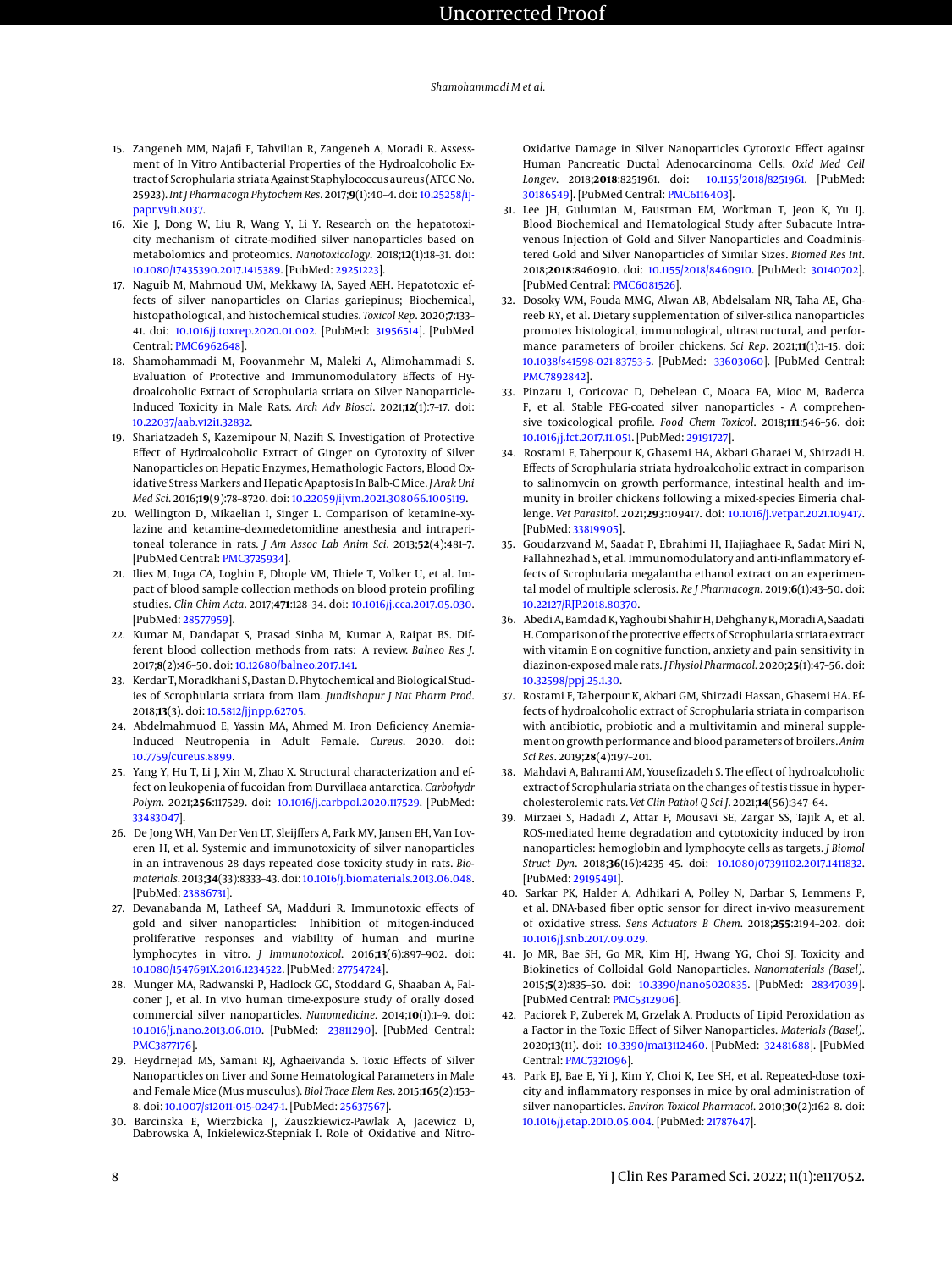15. Zangeneh MM, Najafi F, Tahvilian R, Zangeneh A, Moradi R. Assessment of In Vitro Antibacterial Properties of the Hydroalcoholic Extract of Scrophularia striata Against Staphylococcus aureus (ATCC No. 25923). *Int J Pharmacogn Phytochem Res*. 2017;**9**(1):40–4. doi: 10.25258/ijpapr.v9i1.8037.
16. Xie J, Dong W, Liu R, Wang Y, Li Y. Research on the hepatotoxicity mechanism of citrate-modified silver nanoparticles based on metabolomics and proteomics. *Nanotoxicology*. 2018;**12**(1):18–31. doi: 10.1080/17435390.2017.1415389. [PubMed: 29251223].
17. Naguib M, Mahmoud UM, Mekkawy IA, Sayed AEH. Hepatotoxic effects of silver nanoparticles on Clarias gariepinus; Biochemical, histopathological, and histochemical studies. *Toxicol Rep*. 2020;**7**:133–41. doi: 10.1016/j.toxrep.2020.01.002. [PubMed: 31956514]. [PubMed Central: PMC6962648].
18. Shamohammadi M, Pooyanmehr M, Maleki A, Alimohammadi S. Evaluation of Protective and Immunomodulatory Effects of Hydroalcoholic Extract of Scrophularia striata on Silver Nanoparticle-Induced Toxicity in Male Rats. *Arch Adv Biosci*. 2021;**12**(1):7–17. doi: 10.22037/aab.v12i1.32832.
19. Shariatzadeh S, Kazemipour N, Nazifi S. Investigation of Protective Effect of Hydroalcoholic Extract of Ginger on Cytotoxity of Silver Nanoparticles on Hepatic Enzymes, Hemathologic Factors, Blood Oxidative Stress Markers and Hepatic Apoptosis In Balb-C Mice. *J Arak Uni Med Sci*. 2016;**19**(9):78–8720. doi: 10.22059/ijvm.2021.308066.1005119.
20. Wellington D, Mikaelian I, Singer L. Comparison of ketamine-xylazine and ketamine-dexmedetomidine anesthesia and intraperitoneal tolerance in rats. *J Am Assoc Lab Anim Sci*. 2013;**52**(4):481–7. [PubMed Central: PMC3725934].
21. Ilies M, Iuga CA, Loghin F, Dhople VM, Thiele T, Volker U, et al. Impact of blood sample collection methods on blood protein profiling studies. *Clin Chim Acta*. 2017;**471**:128–34. doi: 10.1016/j.cca.2017.05.030. [PubMed: 28577959].
22. Kumar M, Dandapat S, Prasad Sinha M, Kumar A, Raipat BS. Different blood collection methods from rats: A review. *Balneo Res J*. 2017;**8**(2):46–50. doi: 10.12680/balneo.2017.141.
23. Kerdar T, Moradkhani S, Dastan D. Phytochemical and Biological Studies of Scrophularia striata from Ilam. *Jundishapur J Nat Pharm Prod*. 2018;**13**(3). doi: 10.5812/jjnpp.62705.
24. Abdelmahmuod E, Yassin MA, Ahmed M. Iron Deficiency Anemia-Induced Neutropenia in Adult Female. *Cureus*. 2020. doi: 10.7759/cureus.8899.
25. Yang Y, Hu T, Li J, Xin M, Zhao X. Structural characterization and effect on leukopenia of fucoidan from Durvillaea antarctica. *Carbohydr Polym*. 2021;**256**:117529. doi: 10.1016/j.carbpol.2020.117529. [PubMed: 33483047].
26. De Jong WH, Van Der Ven LT, Sleijffers A, Park MV, Jansen EH, Van Loveren H, et al. Systemic and immunotoxicity of silver nanoparticles in an intravenous 28 days repeated dose toxicity study in rats. *Biomaterials*. 2013;**34**(33):8333–43. doi: 10.1016/j.biomaterials.2013.06.048. [PubMed: 23886731].
27. Devanabanda M, Latheef SA, Madduri R. Immunotoxic effects of gold and silver nanoparticles: Inhibition of mitogen-induced proliferative responses and viability of human and murine lymphocytes in vitro. *J Immunotoxicol*. 2016;**13**(6):897–902. doi: 10.1080/1547691X.2016.1234522. [PubMed: 27754724].
28. Munger MA, Radwanski P, Hadlock GC, Stoddard G, Shaaban A, Falconer J, et al. In vivo human time-exposure study of orally dosed commercial silver nanoparticles. *Nanomedicine*. 2014;**10**(1):1–9. doi: 10.1016/j.nano.2013.06.010. [PubMed: 23811290]. [PubMed Central: PMC3877176].
29. Heydrnejad MS, Samani RJ, Aghaeivanda S. Toxic Effects of Silver Nanoparticles on Liver and Some Hematological Parameters in Male and Female Mice (Mus musculus). *Biol Trace Elem Res*. 2015;**165**(2):153–8. doi: 10.1007/s12011-015-0247-1. [PubMed: 25637567].
30. Barcinska E, Wierzbicka J, Zauszkiewicz-Pawlak A, Jacewicz D, Dabrowska A, Inkielewicz-Stepniak I. Role of Oxidative and Nitro-Oxidative Damage in Silver Nanoparticles Cytotoxic Effect against Human Pancreatic Ductal Adenocarcinoma Cells. *Oxid Med Cell Longev*. 2018;**2018**:8251961. doi: 10.1155/2018/8251961. [PubMed: 30186549]. [PubMed Central: PMC6116403].
31. Lee JH, Gulumian M, Faustman EM, Workman T, Jeon K, Yu IJ. Blood Biochemical and Hematological Study after Subacute Intravenous Injection of Gold and Silver Nanoparticles and Coadministered Gold and Silver Nanoparticles of Similar Sizes. *Biomed Res Int*. 2018;**2018**:8460910. doi: 10.1155/2018/8460910. [PubMed: 30140702]. [PubMed Central: PMC6081526].
32. Dosoky WM, Fouda MMG, Alwan AB, Abdelsalam NR, Taha AE, Ghareeb RY, et al. Dietary supplementation of silver-silica nanoparticles promotes histological, immunological, ultrastructural, and performance parameters of broiler chickens. *Sci Rep*. 2021;**11**(1):1–15. doi: 10.1038/s41598-021-83753-5. [PubMed: 33603060]. [PubMed Central: PMC7892842].
33. Pinzaru I, Coricovac D, Dehelean C, Moaca EA, Mioc M, Baderca F, et al. Stable PEG-coated silver nanoparticles - A comprehensive toxicological profile. *Food Chem Toxicol*. 2018;**111**:546–56. doi: 10.1016/j.fct.2017.11.051. [PubMed: 29191727].
34. Rostami F, Taherpour K, Ghasemi HA, Akbari Gharaei M, Shirzadi H. Effects of Scrophularia striata hydroalcoholic extract in comparison to salinomycin on growth performance, intestinal health and immunity in broiler chickens following a mixed-species Eimeria challenge. *Vet Parasitol*. 2021;**293**:109417. doi: 10.1016/j.vetpar.2021.109417. [PubMed: 33819905].
35. Goudarzvand M, Saadat P, Ebrahimi H, Hajiaghaee R, Sadat Miri N, Fallahnezhad S, et al. Immunomodulatory and anti-inflammatory effects of Scrophularia megalantha ethanol extract on an experimental model of multiple sclerosis. *Re J Pharmacogn*. 2019;**6**(1):43–50. doi: 10.22127/RJP.2018.80370.
36. Abedi A, Bamdad K, Yaghoubi Shahir H, Dehghany R, Moradi A, Saadati H. Comparison of the protective effects of Scrophularia striata extract with vitamin E on cognitive function, anxiety and pain sensitivity in diazinon-exposed male rats. *J Physiol Pharmacol*. 2020;**25**(1):47–56. doi: 10.32598/ppj.25.1.30.
37. Rostami F, Taherpour K, Akbari GM, Shirzadi Hassan, Ghasemi HA. Effects of hydroalcoholic extract of Scrophularia striata in comparison with antibiotic, probiotic and a multivitamin and mineral supplement on growth performance and blood parameters of broilers. *Anim Sci Res*. 2019;**28**(4):197–201.
38. Mahdavi A, Bahrami AM, Yousefizadeh S. The effect of hydroalcoholic extract of Scrophularia striata on the changes of testis tissue in hypercholesterolemic rats. *Vet Clin Pathol Q Sci J*. 2021;**14**(56):347–64.
39. Mirzaei S, Hadadi Z, Attar F, Mousavi SE, Zargar SS, Tajik A, et al. ROS-mediated heme degradation and cytotoxicity induced by iron nanoparticles: hemoglobin and lymphocyte cells as targets. *J Biomol Struct Dyn*. 2018;**36**(16):4235–45. doi: 10.1080/07391102.2017.1411832. [PubMed: 29195491].
40. Sarkar PK, Halder A, Adhikari A, Polley N, Darbar S, Lemmens P, et al. DNA-based fiber optic sensor for direct in-vivo measurement of oxidative stress. *Sens Actuators B Chem*. 2018;**255**:2194–202. doi: 10.1016/j.snb.2017.09.029.
41. Jo MR, Bae SH, Go MR, Kim HJ, Hwang YG, Choi SJ. Toxicity and Biokinetics of Colloidal Gold Nanoparticles. *Nanomaterials (Basel)*. 2015;**5**(2):835–50. doi: 10.3390/nano5020835. [PubMed: 28347039]. [PubMed Central: PMC5312906].
42. Paciorek P, Zuberek M, Grzelak A. Products of Lipid Peroxidation as a Factor in the Toxic Effect of Silver Nanoparticles. *Materials (Basel)*. 2020;**13**(11). doi: 10.3390/ma13112460. [PubMed: 32481688]. [PubMed Central: PMC7321096].
43. Park EJ, Bae E, Yi J, Kim Y, Choi K, Lee SH, et al. Repeated-dose toxicity and inflammatory responses in mice by oral administration of silver nanoparticles. *Environ Toxicol Pharmacol*. 2010;**30**(2):162–8. doi: 10.1016/j.etap.2010.05.004. [PubMed: 21787647].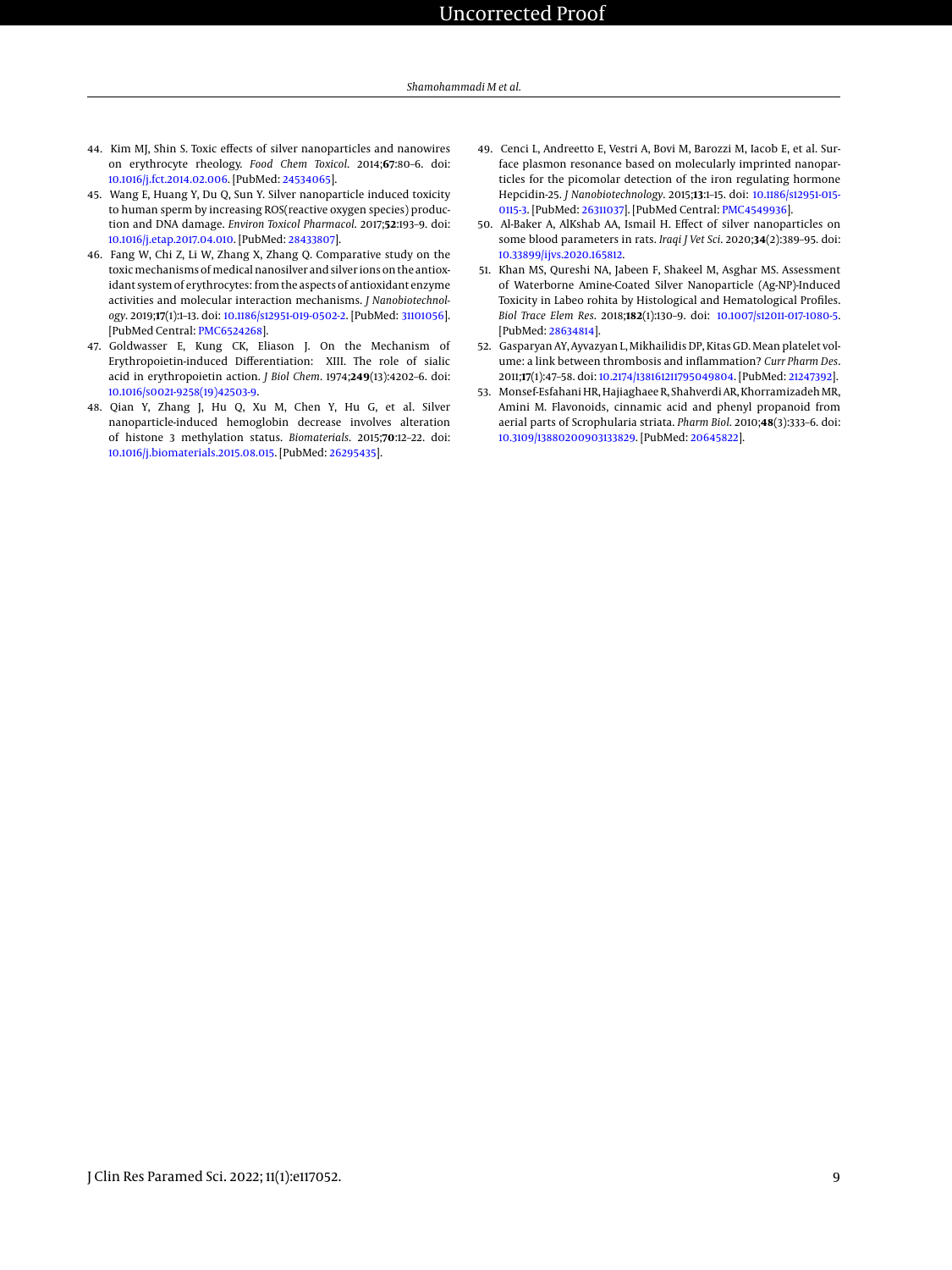44. Kim MJ, Shin S. Toxic effects of silver nanoparticles and nanowires on erythrocyte rheology. *Food Chem Toxicol*. 2014;**67**:80–6. doi: 10.1016/j.fct.2014.02.006. [PubMed: 24534065].
45. Wang E, Huang Y, Du Q, Sun Y. Silver nanoparticle induced toxicity to human sperm by increasing ROS(reactive oxygen species) production and DNA damage. *Environ Toxicol Pharmacol*. 2017;**52**:193–9. doi: 10.1016/j.etap.2017.04.010. [PubMed: 28433807].
46. Fang W, Chi Z, Li W, Zhang X, Zhang Q. Comparative study on the toxic mechanisms of medical nanosilver and silver ions on the antioxidant system of erythrocytes: from the aspects of antioxidant enzyme activities and molecular interaction mechanisms. *J Nanobiotechnology*. 2019;**17**(1):1–13. doi: 10.1186/s12951-019-0502-2. [PubMed: 31101056]. [PubMed Central: PMC6524268].
47. Goldwasser E, Kung CK, Eliason J. On the Mechanism of Erythropoietin-induced Differentiation: XIII. The role of sialic acid in erythropoietin action. *J Biol Chem*. 1974;**249**(13):4202–6. doi: 10.1016/s0021-9258(19)42503-9.
48. Qian Y, Zhang J, Hu Q, Xu M, Chen Y, Hu G, et al. Silver nanoparticle-induced hemoglobin decrease involves alteration of histone 3 methylation status. *Biomaterials*. 2015;**70**:12–22. doi: 10.1016/j.biomaterials.2015.08.015. [PubMed: 26295435].
49. Cenci L, Andreetto E, Vestri A, Bovi M, Barozzi M, Iacob E, et al. Surface plasmon resonance based on molecularly imprinted nanoparticles for the picomolar detection of the iron regulating hormone Hepcidin-25. *J Nanobiotechnology*. 2015;**13**:1–15. doi: 10.1186/s12951-015-0115-3. [PubMed: 26311037]. [PubMed Central: PMC4549936].
50. Al-Baker A, AlKshab AA, Ismail H. Effect of silver nanoparticles on some blood parameters in rats. *Iraqi J Vet Sci*. 2020;**34**(2):389–95. doi: 10.33899/ijvs.2020.165812.
51. Khan MS, Qureshi NA, Jabeen F, Shakeel M, Asghar MS. Assessment of Waterborne Amine-Coated Silver Nanoparticle (Ag-NP)-Induced Toxicity in Labeo rohita by Histological and Hematological Profiles. *Biol Trace Elem Res*. 2018;**182**(1):130–9. doi: 10.1007/s12011-017-1080-5. [PubMed: 28634814].
52. Gasparyan AY, Ayvazyan L, Mikhailidis DP, Kitas GD. Mean platelet volume: a link between thrombosis and inflammation? *Curr Pharm Des*. 2011;**17**(1):47–58. doi: 10.2174/138161211795049804. [PubMed: 21247392].
53. Monsef-Esfahani HR, Hajiaghaee R, Shahverdi AR, Khorramizadeh MR, Amini M. Flavonoids, cinnamic acid and phenyl propanoid from aerial parts of Scrophularia striata. *Pharm Biol*. 2010;**48**(3):333–6. doi: 10.3109/13880200903133829. [PubMed: 20645822].